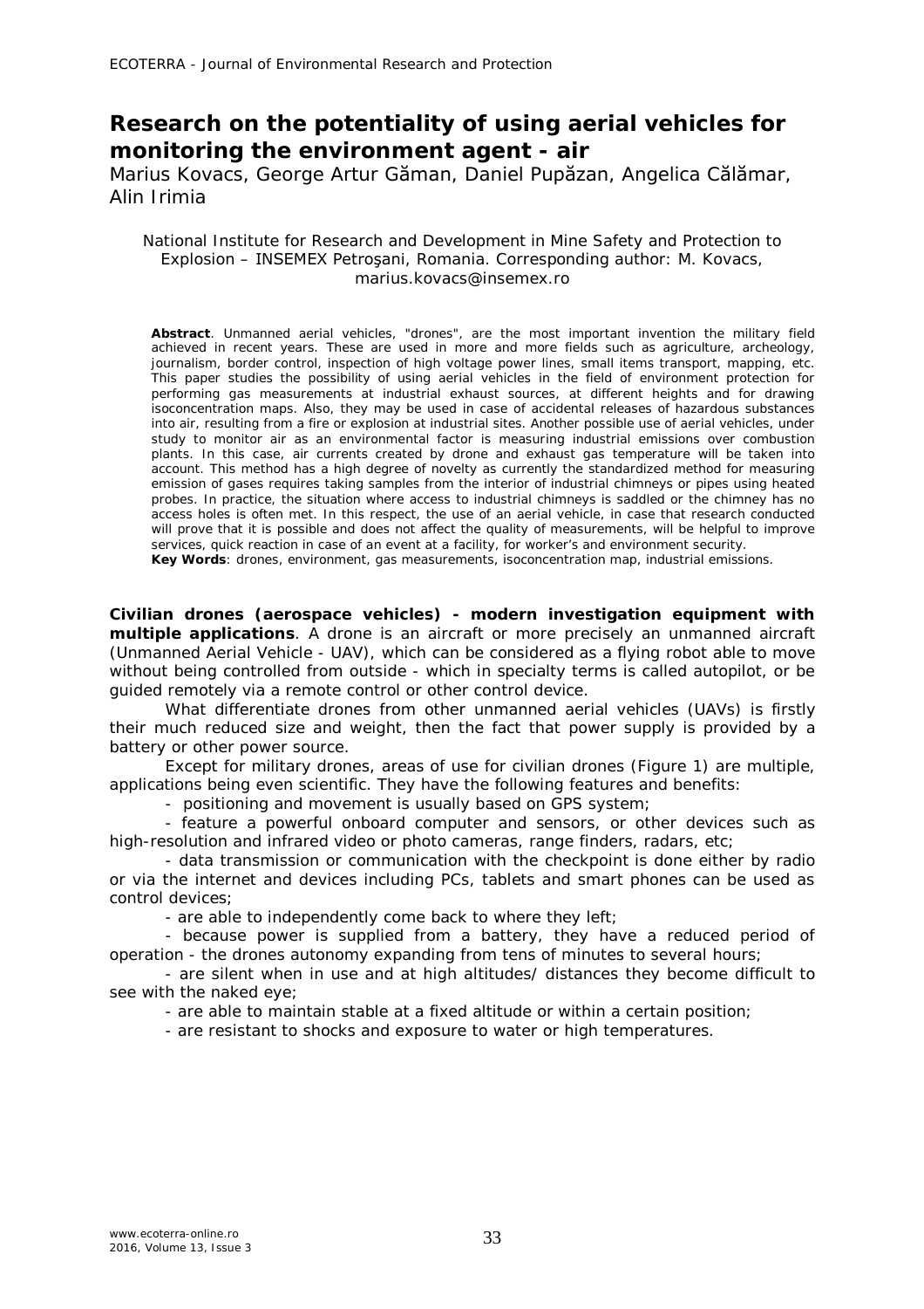# Research on the potentiality of using aerial vehicles for monitoring the environment agent - air

Marius Kovacs, George Artur Găman, Daniel Pupăzan, Angelica Călămar, Alin Irimia

National Institute for Research and Development in Mine Safety and Protection to Explosion – INSEMEX Petroşani, Romania. Corresponding author: M. Kovacs, marius.kovacs@insemex.ro

**Abstract**. Unmanned aerial vehicles, "drones", are the most important invention the military field achieved in recent years. These are used in more and more fields such as agriculture, archeology, journalism, border control, inspection of high voltage power lines, small items transport, mapping, etc. This paper studies the possibility of using aerial vehicles in the field of environment protection for performing gas measurements at industrial exhaust sources, at different heights and for drawing isoconcentration maps. Also, they may be used in case of accidental releases of hazardous substances into air, resulting from a fire or explosion at industrial sites. Another possible use of aerial vehicles, under study to monitor air as an environmental factor is measuring industrial emissions over combustion plants. In this case, air currents created by drone and exhaust gas temperature will be taken into account. This method has a high degree of novelty as currently the standardized method for measuring emission of gases requires taking samples from the interior of industrial chimneys or pipes using heated probes. In practice, the situation where access to industrial chimneys is saddled or the chimney has no access holes is often met. In this respect, the use of an aerial vehicle, in case that research conducted will prove that it is possible and does not affect the quality of measurements, will be helpful to improve services, quick reaction in case of an event at a facility, for worker's and environment security.

**Key Words**: drones, environment, gas measurements, isoconcentration map, industrial emissions.

**Civilian drones (aerospace vehicles) - modern investigation equipment with multiple applications**. A drone is an aircraft or more precisely an unmanned aircraft (Unmanned Aerial Vehicle - UAV), which can be considered as a flying robot able to move without being controlled from outside - which in specialty terms is called autopilot, or be guided remotely via a remote control or other control device.

What differentiate drones from other unmanned aerial vehicles (UAVs) is firstly their much reduced size and weight, then the fact that power supply is provided by a battery or other power source.

Except for military drones, areas of use for civilian drones (Figure 1) are multiple, applications being even scientific. They have the following features and benefits:

- positioning and movement is usually based on GPS system;
- feature a powerful onboard computer and sensors, or other devices such as high-resolution and infrared video or photo cameras, range finders, radars, etc;
- data transmission or communication with the checkpoint is done either by radio or via the internet and devices including PCs, tablets and smart phones can be used as control devices;
- are able to independently come back to where they left;
- because power is supplied from a battery, they have a reduced period of operation - the drones autonomy expanding from tens of minutes to several hours;
- are silent when in use and at high altitudes/ distances they become difficult to see with the naked eye;
- are able to maintain stable at a fixed altitude or within a certain position;
- are resistant to shocks and exposure to water or high temperatures.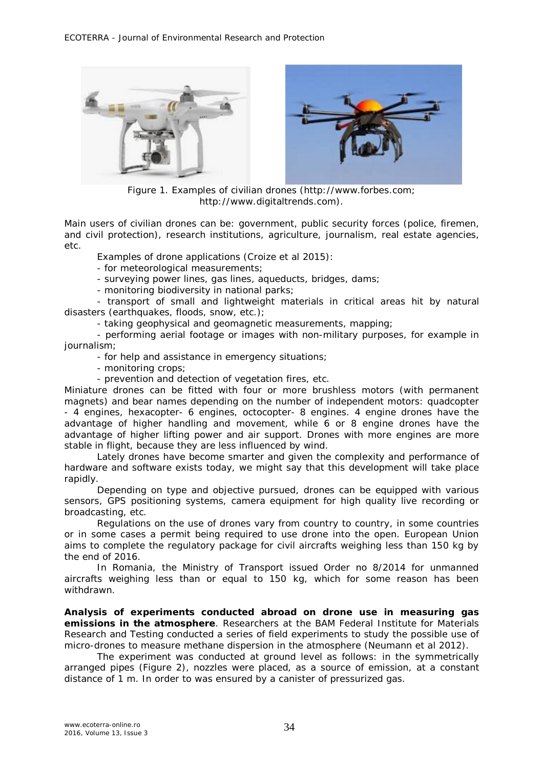Figure 1. Examples of civilian drones (http://www.forbes.com; http://www.digitaltrends.com).

Main users of civilian drones can be: government, public security forces (police, firemen, and civil protection), research institutions, agriculture, journalism, real estate agencies, etc.

Examples of drone applications (Croize et al 2015):

- for meteorological measurements;
- surveying power lines, gas lines, aqueducts, bridges, dams;
- monitoring biodiversity in national parks;
- transport of small and lightweight materials in critical areas hit by natural disasters (earthquakes, floods, snow, etc.);
- taking geophysical and geomagnetic measurements, mapping;
- performing aerial footage or images with non-military purposes, for example in journalism;
- for help and assistance in emergency situations;
- monitoring crops;
- prevention and detection of vegetation fires, etc.

Miniature drones can be fitted with four or more brushless motors (with permanent magnets) and bear names depending on the number of independent motors: quadcopter - 4 engines, hexacopter- 6 engines, octocopter- 8 engines. 4 engine drones have the advantage of higher handling and movement, while 6 or 8 engine drones have the advantage of higher lifting power and air support. Drones with more engines are more stable in flight, because they are less influenced by wind.

Lately drones have become smarter and given the complexity and performance of hardware and software exists today, we might say that this development will take place rapidly.

Depending on type and objective pursued, drones can be equipped with various sensors, GPS positioning systems, camera equipment for high quality live recording or broadcasting, etc.

Regulations on the use of drones vary from country to country, in some countries or in some cases a permit being required to use drone into the open. European Union aims to complete the regulatory package for civil aircrafts weighing less than 150 kg by the end of 2016.

In Romania, the Ministry of Transport issued Order no 8/2014 for unmanned aircrafts weighing less than or equal to 150 kg, which for some reason has been withdrawn.

**Analysis of experiments conducted abroad on drone use in measuring gas emissions in the atmosphere**. Researchers at the BAM Federal Institute for Materials Research and Testing conducted a series of field experiments to study the possible use of micro-drones to measure methane dispersion in the atmosphere (Neumann et al 2012).

The experiment was conducted at ground level as follows: in the symmetrically arranged pipes (Figure 2), nozzles were placed, as a source of emission, at a constant distance of 1 m. In order to was ensured by a canister of pressurized gas.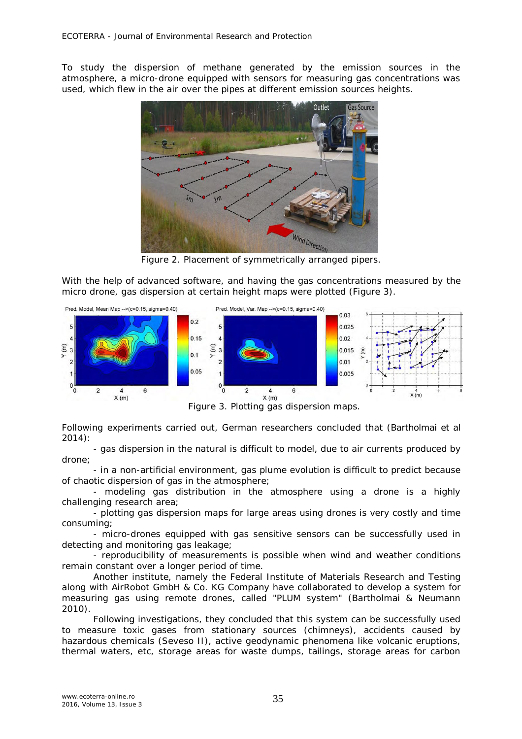To study the dispersion of methane generated by the emission sources in the atmosphere, a micro-drone equipped with sensors for measuring gas concentrations was used, which flew in the air over the pipes at different emission sources heights.

Figure 2. Placement of symmetrically arranged pipers.

With the help of advanced software, and having the gas concentrations measured by the micro drone, gas dispersion at certain height maps were plotted (Figure 3).

Figure 3. Plotting gas dispersion maps.

Following experiments carried out, German researchers concluded that (Bartholmai et al 2014):

- gas dispersion in the natural is difficult to model, due to air currents produced by drone;
- in a non-artificial environment, gas plume evolution is difficult to predict because of chaotic dispersion of gas in the atmosphere;
- modeling gas distribution in the atmosphere using a drone is a highly challenging research area;
- plotting gas dispersion maps for large areas using drones is very costly and time consuming;
- micro-drones equipped with gas sensitive sensors can be successfully used in detecting and monitoring gas leakage;
- reproducibility of measurements is possible when wind and weather conditions remain constant over a longer period of time.

Another institute, namely the Federal Institute of Materials Research and Testing along with AirRobot GmbH & Co. KG Company have collaborated to develop a system for measuring gas using remote drones, called "PLUM system" (Bartholmai & Neumann 2010).

Following investigations, they concluded that this system can be successfully used to measure toxic gases from stationary sources (chimneys), accidents caused by hazardous chemicals (Seveso II), active geodynamic phenomena like volcanic eruptions, thermal waters, etc, storage areas for waste dumps, tailings, storage areas for carbon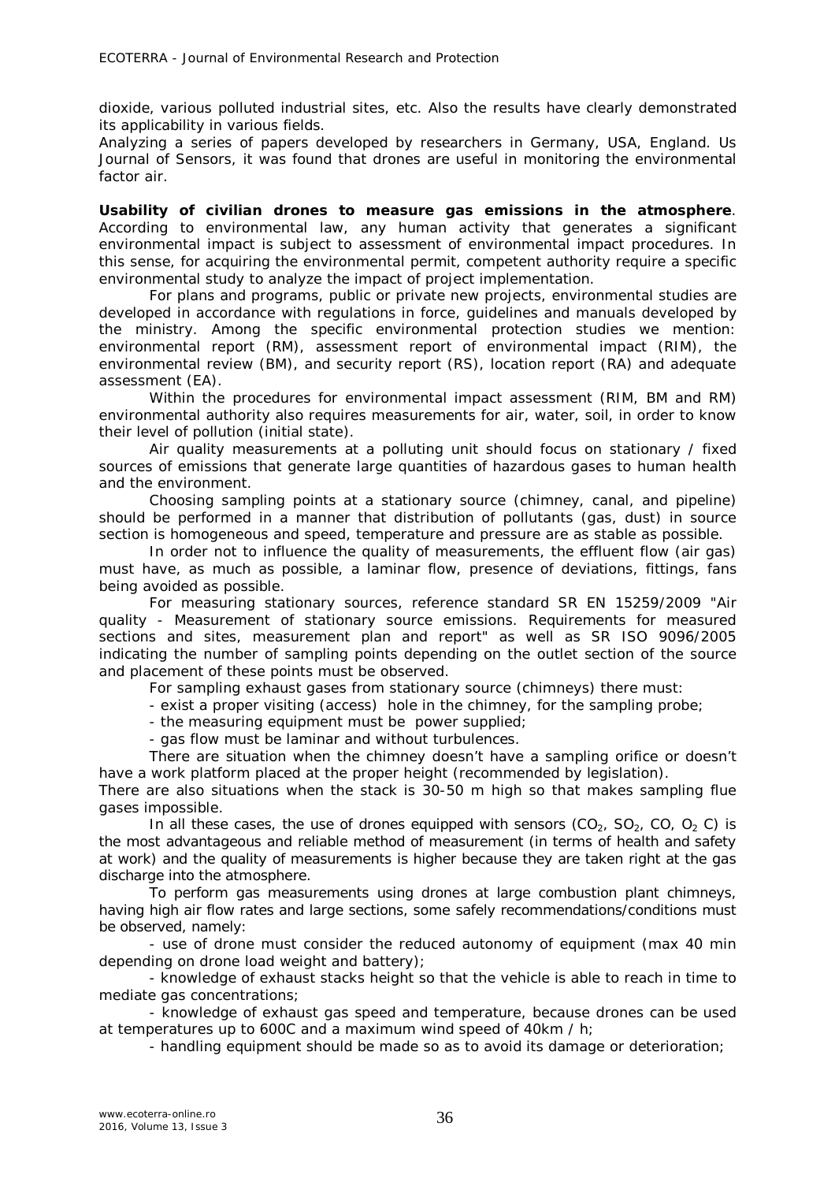dioxide, various polluted industrial sites, etc. Also the results have clearly demonstrated its applicability in various fields.

Analyzing a series of papers developed by researchers in Germany, USA, England. Us Journal of Sensors, it was found that drones are useful in monitoring the environmental factor air.

**Usability of civilian drones to measure gas emissions in the atmosphere**. According to environmental law, any human activity that generates a significant environmental impact is subject to assessment of environmental impact procedures. In this sense, for acquiring the environmental permit, competent authority require a specific environmental study to analyze the impact of project implementation.

For plans and programs, public or private new projects, environmental studies are developed in accordance with regulations in force, guidelines and manuals developed by the ministry. Among the specific environmental protection studies we mention: environmental report (RM), assessment report of environmental impact (RIM), the environmental review (BM), and security report (RS), location report (RA) and adequate assessment (EA).

Within the procedures for environmental impact assessment (RIM, BM and RM) environmental authority also requires measurements for air, water, soil, in order to know their level of pollution (initial state).

Air quality measurements at a polluting unit should focus on stationary / fixed sources of emissions that generate large quantities of hazardous gases to human health and the environment.

Choosing sampling points at a stationary source (chimney, canal, and pipeline) should be performed in a manner that distribution of pollutants (gas, dust) in source section is homogeneous and speed, temperature and pressure are as stable as possible.

In order not to influence the quality of measurements, the effluent flow (air gas) must have, as much as possible, a laminar flow, presence of deviations, fittings, fans being avoided as possible.

For measuring stationary sources, reference standard SR EN 15259/2009 "Air quality - Measurement of stationary source emissions. Requirements for measured sections and sites, measurement plan and report" as well as SR ISO 9096/2005 indicating the number of sampling points depending on the outlet section of the source and placement of these points must be observed.

For sampling exhaust gases from stationary source (chimneys) there must:

- exist a proper visiting (access) hole in the chimney, for the sampling probe;
- the measuring equipment must be power supplied;
- gas flow must be laminar and without turbulences.

There are situation when the chimney doesn't have a sampling orifice or doesn't have a work platform placed at the proper height (recommended by legislation).

There are also situations when the stack is 30-50 m high so that makes sampling flue gases impossible.

In all these cases, the use of drones equipped with sensors ($CO_2$, $SO_2$, CO, $O_2$ C) is the most advantageous and reliable method of measurement (in terms of health and safety at work) and the quality of measurements is higher because they are taken right at the gas discharge into the atmosphere.

To perform gas measurements using drones at large combustion plant chimneys, having high air flow rates and large sections, some safely recommendations/conditions must be observed, namely:

- use of drone must consider the reduced autonomy of equipment (max 40 min depending on drone load weight and battery);
- knowledge of exhaust stacks height so that the vehicle is able to reach in time to mediate gas concentrations;
- knowledge of exhaust gas speed and temperature, because drones can be used at temperatures up to 600C and a maximum wind speed of 40km / h;
- handling equipment should be made so as to avoid its damage or deterioration;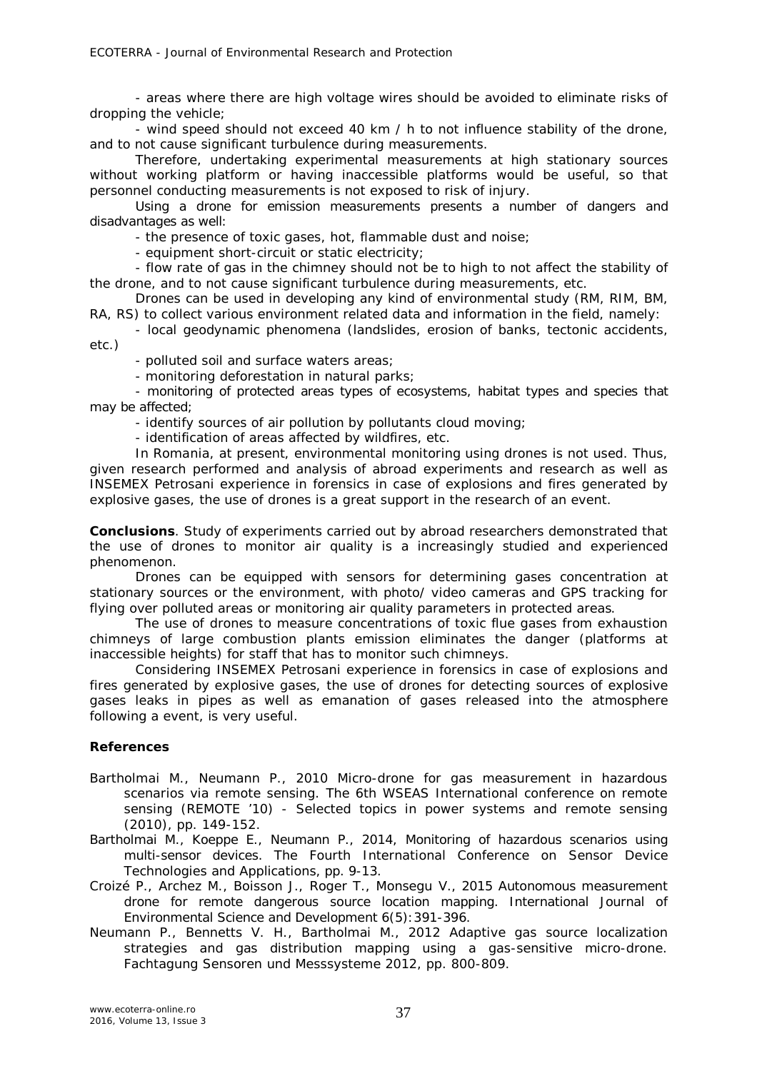- areas where there are high voltage wires should be avoided to eliminate risks of dropping the vehicle;

- wind speed should not exceed 40 km / h to not influence stability of the drone, and to not cause significant turbulence during measurements.

Therefore, undertaking experimental measurements at high stationary sources without working platform or having inaccessible platforms would be useful, so that personnel conducting measurements is not exposed to risk of injury.

Using a drone for emission measurements presents a number of dangers and disadvantages as well:

- the presence of toxic gases, hot, flammable dust and noise;
- equipment short-circuit or static electricity;
- flow rate of gas in the chimney should not be to high to not affect the stability of the drone, and to not cause significant turbulence during measurements, etc.

Drones can be used in developing any kind of environmental study (RM, RIM, BM, RA, RS) to collect various environment related data and information in the field, namely:

- local geodynamic phenomena (landslides, erosion of banks, tectonic accidents, etc.)
- polluted soil and surface waters areas;
- monitoring deforestation in natural parks;
- monitoring of protected areas types of ecosystems, habitat types and species that may be affected;
- identify sources of air pollution by pollutants cloud moving;
- identification of areas affected by wildfires, etc.

In Romania, at present, environmental monitoring using drones is not used. Thus, given research performed and analysis of abroad experiments and research as well as INSEMEX Petrosani experience in forensics in case of explosions and fires generated by explosive gases, the use of drones is a great support in the research of an event.

**Conclusions**. Study of experiments carried out by abroad researchers demonstrated that the use of drones to monitor air quality is a increasingly studied and experienced phenomenon.

Drones can be equipped with sensors for determining gases concentration at stationary sources or the environment, with photo/ video cameras and GPS tracking for flying over polluted areas or monitoring air quality parameters in protected areas.

The use of drones to measure concentrations of toxic flue gases from exhaustion chimneys of large combustion plants emission eliminates the danger (platforms at inaccessible heights) for staff that has to monitor such chimneys.

Considering INSEMEX Petrosani experience in forensics in case of explosions and fires generated by explosive gases, the use of drones for detecting sources of explosive gases leaks in pipes as well as emanation of gases released into the atmosphere following a event, is very useful.

### References

Bartholmai M., Neumann P., 2010 Micro-drone for gas measurement in hazardous scenarios via remote sensing. The 6th WSEAS International conference on remote sensing (REMOTE '10) - Selected topics in power systems and remote sensing (2010), pp. 149-152.

Bartholmai M., Koeppe E., Neumann P., 2014, Monitoring of hazardous scenarios using multi-sensor devices. The Fourth International Conference on Sensor Device Technologies and Applications, pp. 9-13.

Croizé P., Archez M., Boisson J., Roger T., Monsegu V., 2015 Autonomous measurement drone for remote dangerous source location mapping. International Journal of Environmental Science and Development 6(5):391-396.

Neumann P., Bennetts V. H., Bartholmai M., 2012 Adaptive gas source localization strategies and gas distribution mapping using a gas-sensitive micro-drone. Fachtagung Sensoren und Messsysteme 2012, pp. 800-809.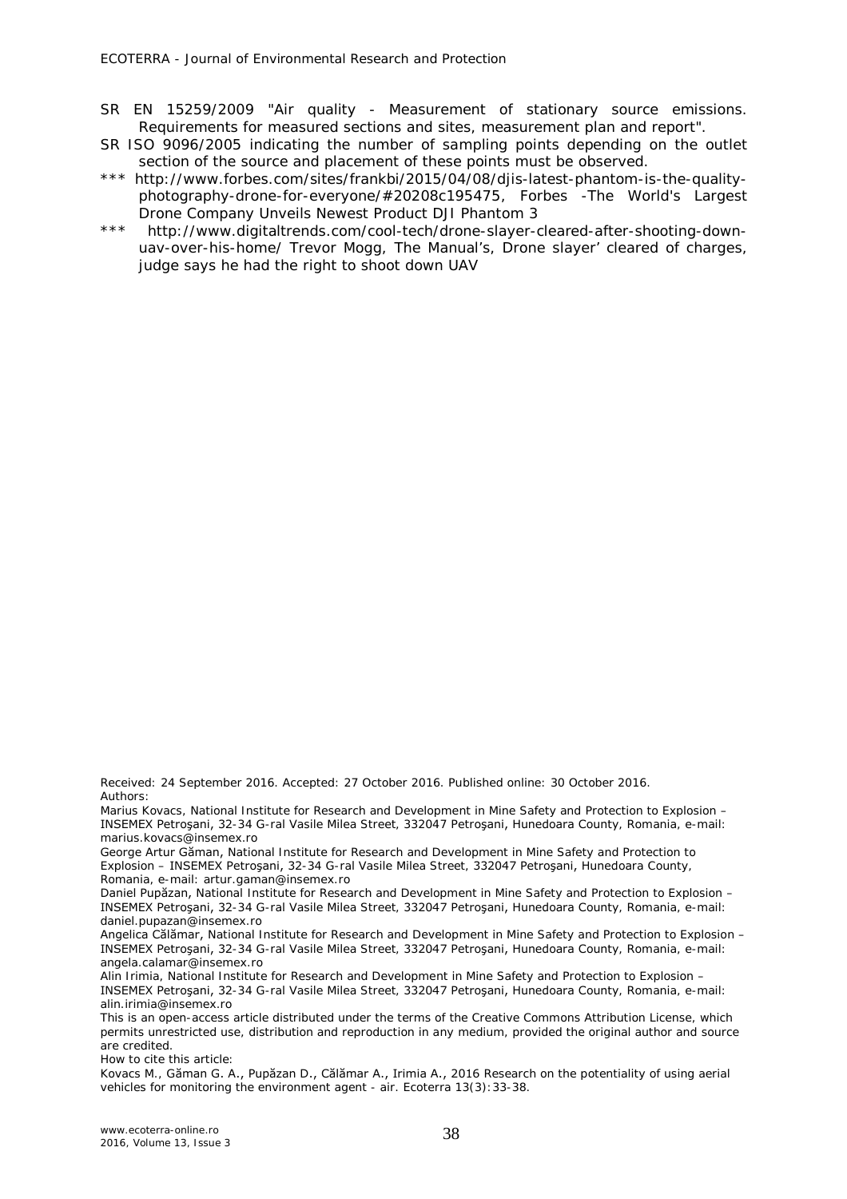SR EN 15259/2009 "Air quality - Measurement of stationary source emissions. Requirements for measured sections and sites, measurement plan and report".

SR ISO 9096/2005 indicating the number of sampling points depending on the outlet section of the source and placement of these points must be observed.

*** http://www.forbes.com/sites/frankbi/2015/04/08/djis-latest-phantom-is-the-quality-photography-drone-for-everyone/#20208c195475, Forbes -The World's Largest Drone Company Unveils Newest Product DJI Phantom 3

*** http://www.digitaltrends.com/cool-tech/drone-slayer-cleared-after-shooting-down-uav-over-his-home/ Trevor Mogg, The Manual's, Drone slayer' cleared of charges, judge says he had the right to shoot down UAV

Received: 24 September 2016. Accepted: 27 October 2016. Published online: 30 October 2016.

Authors:

Marius Kovacs, National Institute for Research and Development in Mine Safety and Protection to Explosion – INSEMEX Petroşani, 32-34 G-ral Vasile Milea Street, 332047 Petroşani, Hunedoara County, Romania, e-mail: marius.kovacs@insemex.ro

George Artur Găman, National Institute for Research and Development in Mine Safety and Protection to Explosion – INSEMEX Petroşani, 32-34 G-ral Vasile Milea Street, 332047 Petroşani, Hunedoara County, Romania, e-mail: artur.gaman@insemex.ro

Daniel Pupăzan, National Institute for Research and Development in Mine Safety and Protection to Explosion – INSEMEX Petroşani, 32-34 G-ral Vasile Milea Street, 332047 Petroşani, Hunedoara County, Romania, e-mail: daniel.pupazan@insemex.ro

Angelica Călămar, National Institute for Research and Development in Mine Safety and Protection to Explosion – INSEMEX Petroşani, 32-34 G-ral Vasile Milea Street, 332047 Petroşani, Hunedoara County, Romania, e-mail: angela.calamar@insemex.ro

Alin Irimia, National Institute for Research and Development in Mine Safety and Protection to Explosion – INSEMEX Petroşani, 32-34 G-ral Vasile Milea Street, 332047 Petroşani, Hunedoara County, Romania, e-mail: alin.irimia@insemex.ro

This is an open-access article distributed under the terms of the Creative Commons Attribution License, which permits unrestricted use, distribution and reproduction in any medium, provided the original author and source are credited.

How to cite this article:

Kovacs M., Găman G. A., Pupăzan D., Călămar A., Irimia A., 2016 Research on the potentiality of using aerial vehicles for monitoring the environment agent - air. Ecoterra 13(3):33-38.